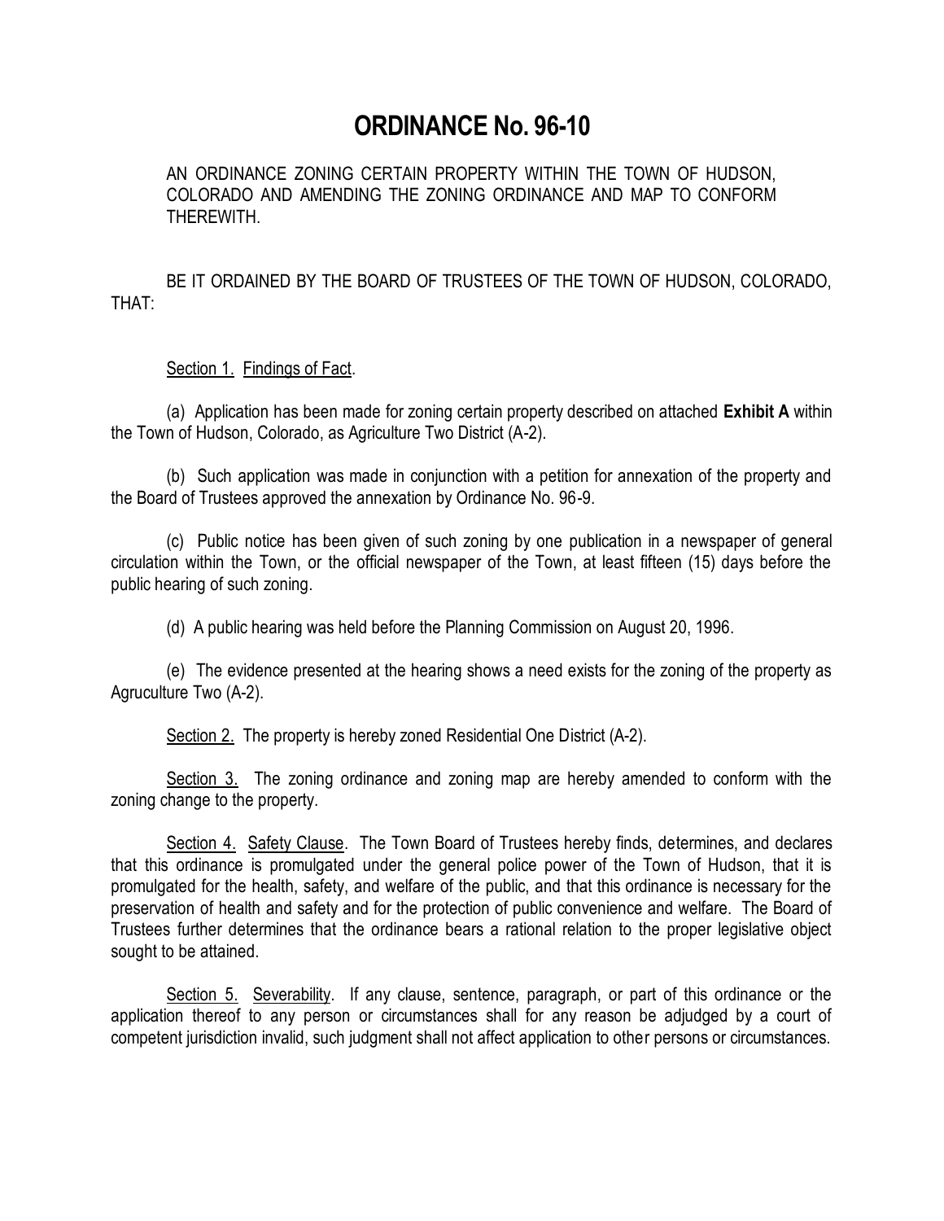# ORDINANCE No. 96-10

AN ORDINANCE ZONING CERTAIN PROPERTY WITHIN THE TOWN OF HUDSON, COLORADO AND AMENDING THE ZONING ORDINANCE AND MAP TO CONFORM THEREWITH.

BE IT ORDAINED BY THE BOARD OF TRUSTEES OF THE TOWN OF HUDSON, COLORADO, THAT:

Section 1. Findings of Fact.

(a) Application has been made for zoning certain property described on attached **Exhibit A** within the Town of Hudson, Colorado, as Agriculture Two District (A-2).

(b) Such application was made in conjunction with a petition for annexation of the property and the Board of Trustees approved the annexation by Ordinance No. 96-9.

(c) Public notice has been given of such zoning by one publication in a newspaper of general circulation within the Town, or the official newspaper of the Town, at least fifteen (15) days before the public hearing of such zoning.

(d) A public hearing was held before the Planning Commission on August 20, 1996.

(e) The evidence presented at the hearing shows a need exists for the zoning of the property as Agruculture Two (A-2).

Section 2. The property is hereby zoned Residential One District (A-2).

Section 3. The zoning ordinance and zoning map are hereby amended to conform with the zoning change to the property.

Section 4. Safety Clause. The Town Board of Trustees hereby finds, determines, and declares that this ordinance is promulgated under the general police power of the Town of Hudson, that it is promulgated for the health, safety, and welfare of the public, and that this ordinance is necessary for the preservation of health and safety and for the protection of public convenience and welfare. The Board of Trustees further determines that the ordinance bears a rational relation to the proper legislative object sought to be attained.

Section 5. Severability. If any clause, sentence, paragraph, or part of this ordinance or the application thereof to any person or circumstances shall for any reason be adjudged by a court of competent jurisdiction invalid, such judgment shall not affect application to other persons or circumstances.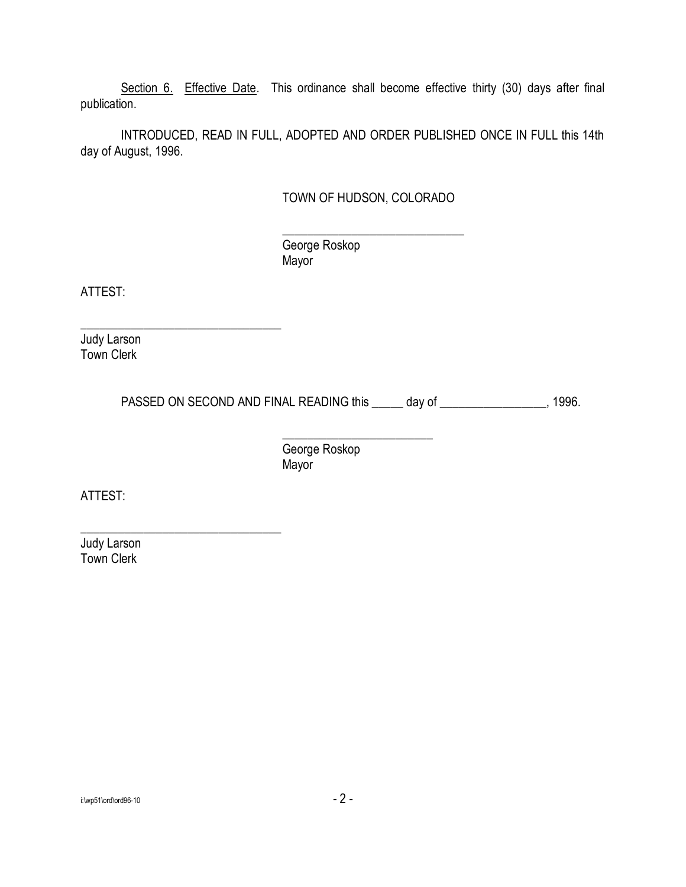Section 6. Effective Date. This ordinance shall become effective thirty (30) days after final publication.

INTRODUCED, READ IN FULL, ADOPTED AND ORDER PUBLISHED ONCE IN FULL this 14th day of August, 1996.

TOWN OF HUDSON, COLORADO

______________________________
George Roskop
Mayor

ATTEST:

______________________________
Judy Larson
Town Clerk

PASSED ON SECOND AND FINAL READING this _____ day of _________________, 1996.

______________________________
George Roskop
Mayor

ATTEST:

______________________________
Judy Larson
Town Clerk

i:\wp51\ord\ord96-10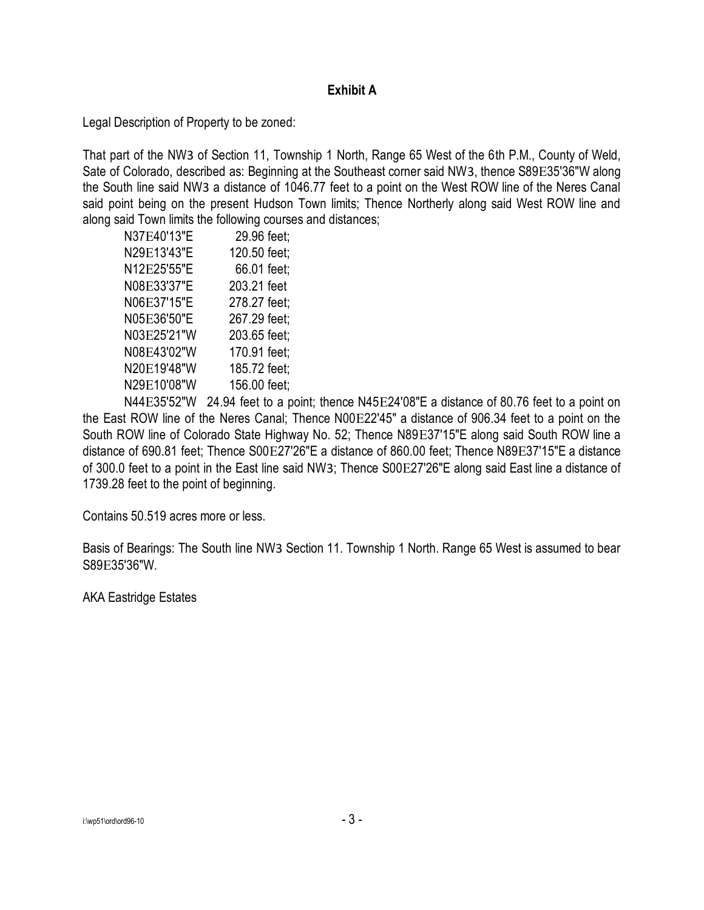**Exhibit A**

Legal Description of Property to be zoned:

That part of the NW3 of Section 11, Township 1 North, Range 65 West of the 6th P.M., County of Weld, Sate of Colorado, described as: Beginning at the Southeast corner said NW3, thence S89E35'36"W along the South line said NW3 a distance of 1046.77 feet to a point on the West ROW line of the Neres Canal said point being on the present Hudson Town limits; Thence Northerly along said West ROW line and along said Town limits the following courses and distances;

| | |
|---|---|
| N37E40'13"E | 29.96 feet; |
| N29E13'43"E | 120.50 feet; |
| N12E25'55"E | 66.01 feet; |
| N08E33'37"E | 203.21 feet |
| N06E37'15"E | 278.27 feet; |
| N05E36'50"E | 267.29 feet; |
| N03E25'21"W | 203.65 feet; |
| N08E43'02"W | 170.91 feet; |
| N20E19'48"W | 185.72 feet; |
| N29E10'08"W | 156.00 feet; |

N44E35'52"W 24.94 feet to a point; thence N45E24'08"E a distance of 80.76 feet to a point on the East ROW line of the Neres Canal; Thence N00E22'45" a distance of 906.34 feet to a point on the South ROW line of Colorado State Highway No. 52; Thence N89E37'15"E along said South ROW line a distance of 690.81 feet; Thence S00E27'26"E a distance of 860.00 feet; Thence N89E37'15"E a distance of 300.0 feet to a point in the East line said NW3; Thence S00E27'26"E along said East line a distance of 1739.28 feet to the point of beginning.

Contains 50.519 acres more or less.

Basis of Bearings: The South line NW3 Section 11. Township 1 North. Range 65 West is assumed to bear S89E35'36"W.

AKA Eastridge Estates

i:\wp51\ord\ord96-10